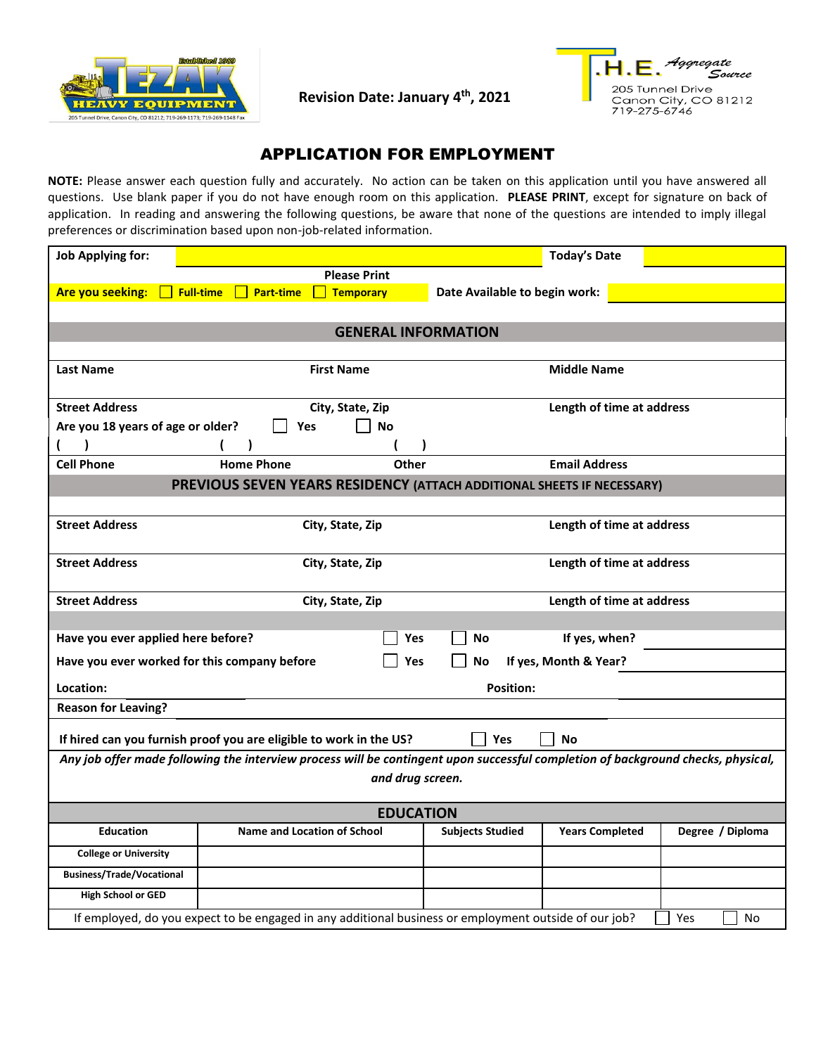Established 1969
TEZAK HEAVY EQUIPMENT
205 Tunnel Drive, Canon City, CO 81212; 719-269-1173; 719-269-1148 Fax

**Revision Date: January 4th, 2021**

T.H.E. Aggregate Source
205 Tunnel Drive
Canon City, CO 81212
719-275-6746

# APPLICATION FOR EMPLOYMENT

**NOTE:** Please answer each question fully and accurately. No action can be taken on this application until you have answered all questions. Use blank paper if you do not have enough room on this application. **PLEASE PRINT**, except for signature on back of application. In reading and answering the following questions, be aware that none of the questions are intended to imply illegal preferences or discrimination based upon non-job-related information.

**Job Applying for:** ____________________ **Today's Date** __________

Please Print

**Are you seeking:** ☐ Full-time ☐ Part-time ☐ Temporary **Date Available to begin work:** __________

## GENERAL INFORMATION

**Last Name** | **First Name** | **Middle Name**

**Street Address** | **City, State, Zip** | **Length of time at address**

**Are you 18 years of age or older?** ☐ Yes ☐ No

( ) | ( ) | ( )

**Cell Phone** | **Home Phone** | **Other** | **Email Address**

## PREVIOUS SEVEN YEARS RESIDENCY (ATTACH ADDITIONAL SHEETS IF NECESSARY)

**Street Address** | **City, State, Zip** | **Length of time at address**

**Street Address** | **City, State, Zip** | **Length of time at address**

**Street Address** | **City, State, Zip** | **Length of time at address**

**Have you ever applied here before?** ☐ Yes ☐ No **If yes, when?** __________

**Have you ever worked for this company before** ☐ Yes ☐ No **If yes, Month & Year?** __________

**Location:** __________ **Position:** __________

**Reason for Leaving?** __________

**If hired can you furnish proof you are eligible to work in the US?** ☐ Yes ☐ No

***Any job offer made following the interview process will be contingent upon successful completion of background checks, physical, and drug screen.***

## EDUCATION

| Education | Name and Location of School | Subjects Studied | Years Completed | Degree / Diploma |
|---|---|---|---|---|
| College or University | | | | |
| Business/Trade/Vocational | | | | |
| High School or GED | | | | |

If employed, do you expect to be engaged in any additional business or employment outside of our job? ☐ Yes ☐ No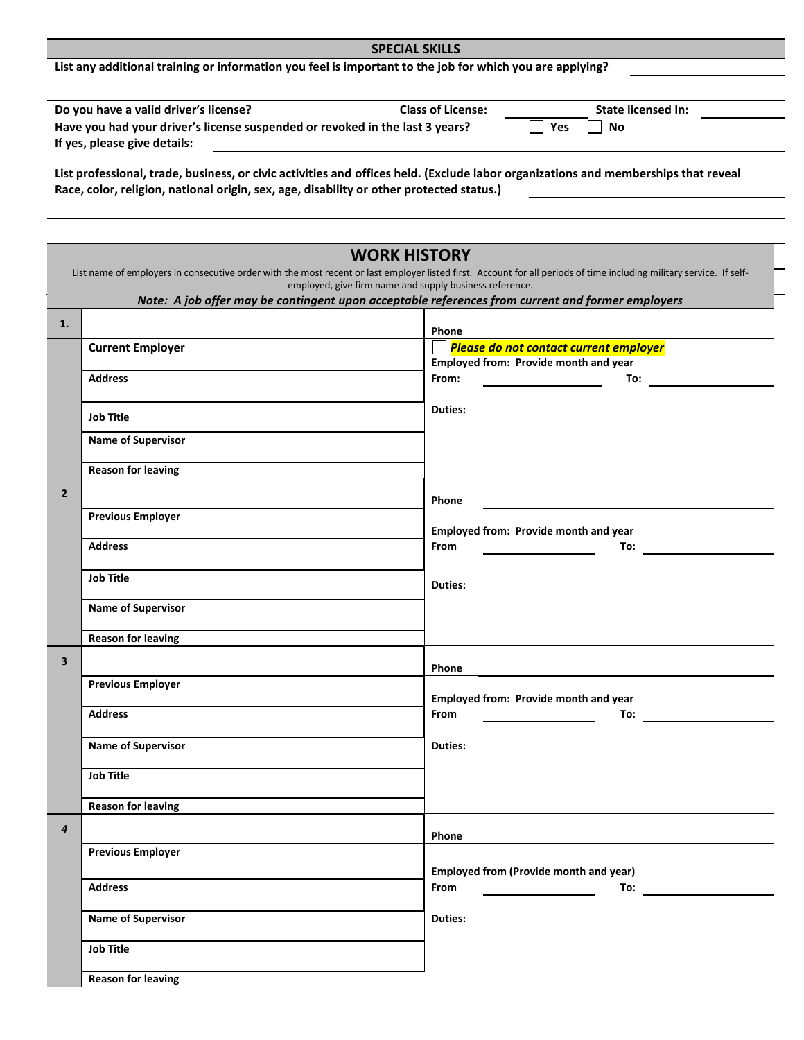## SPECIAL SKILLS

**List any additional training or information you feel is important to the job for which you are applying?** ____________

**Do you have a valid driver's license?** **Class of License:** ____________ **State licensed In:** ____________

**Have you had your driver's license suspended or revoked in the last 3 years?** ☐ **Yes** ☐ **No**

**If yes, please give details:** ____________

**List professional, trade, business, or civic activities and offices held. (Exclude labor organizations and memberships that reveal Race, color, religion, national origin, sex, age, disability or other protected status.)** ____________

## WORK HISTORY

List name of employers in consecutive order with the most recent or last employer listed first. Account for all periods of time including military service. If self-employed, give firm name and supply business reference.

***Note: A job offer may be contingent upon acceptable references from current and former employers***

| | | |
|---|---|---|
| **1.** | | **Phone** |
| | **Current Employer** | ☐ ***Please do not contact current employer*** |
| | **Address** | **Employed from: Provide month and year**<br>**From:** ____________ **To:** ____________ |
| | **Job Title** | **Duties:** |
| | **Name of Supervisor** | |
| | **Reason for leaving** | |
| **2** | | **Phone** ____________ |
| | **Previous Employer** | **Employed from: Provide month and year** |
| | **Address** | **From** ____________ **To:** ____________ |
| | **Job Title** | **Duties:** |
| | **Name of Supervisor** | |
| | **Reason for leaving** | |
| **3** | | **Phone** ____________ |
| | **Previous Employer** | **Employed from: Provide month and year** |
| | **Address** | **From** ____________ **To:** ____________ |
| | **Name of Supervisor** | **Duties:** |
| | **Job Title** | |
| | **Reason for leaving** | |
| ***4*** | | **Phone** |
| | **Previous Employer** | **Employed from (Provide month and year)** |
| | **Address** | **From** ____________ **To:** ____________ |
| | **Name of Supervisor** | **Duties:** |
| | **Job Title** | |
| | **Reason for leaving** | |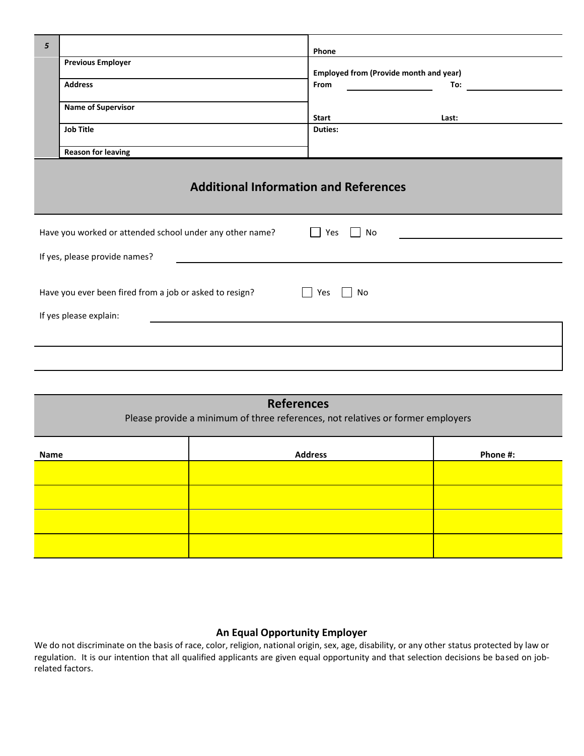| 5 | | Phone | |
|---|---|---|---|
| | Previous Employer | Employed from (Provide month and year) | |
| | Address | From | To: |
| | Name of Supervisor | Start | Last: |
| | Job Title | Duties: | |
| | Reason for leaving | | |

## Additional Information and References

Have you worked or attended school under any other name? ☐ Yes ☐ No

If yes, please provide names?

Have you ever been fired from a job or asked to resign? ☐ Yes ☐ No

If yes please explain:

## References

Please provide a minimum of three references, not relatives or former employers

| Name | Address | Phone #: |
|---|---|---|
| | | |
| | | |
| | | |
| | | |

### An Equal Opportunity Employer

We do not discriminate on the basis of race, color, religion, national origin, sex, age, disability, or any other status protected by law or regulation. It is our intention that all qualified applicants are given equal opportunity and that selection decisions be based on job-related factors.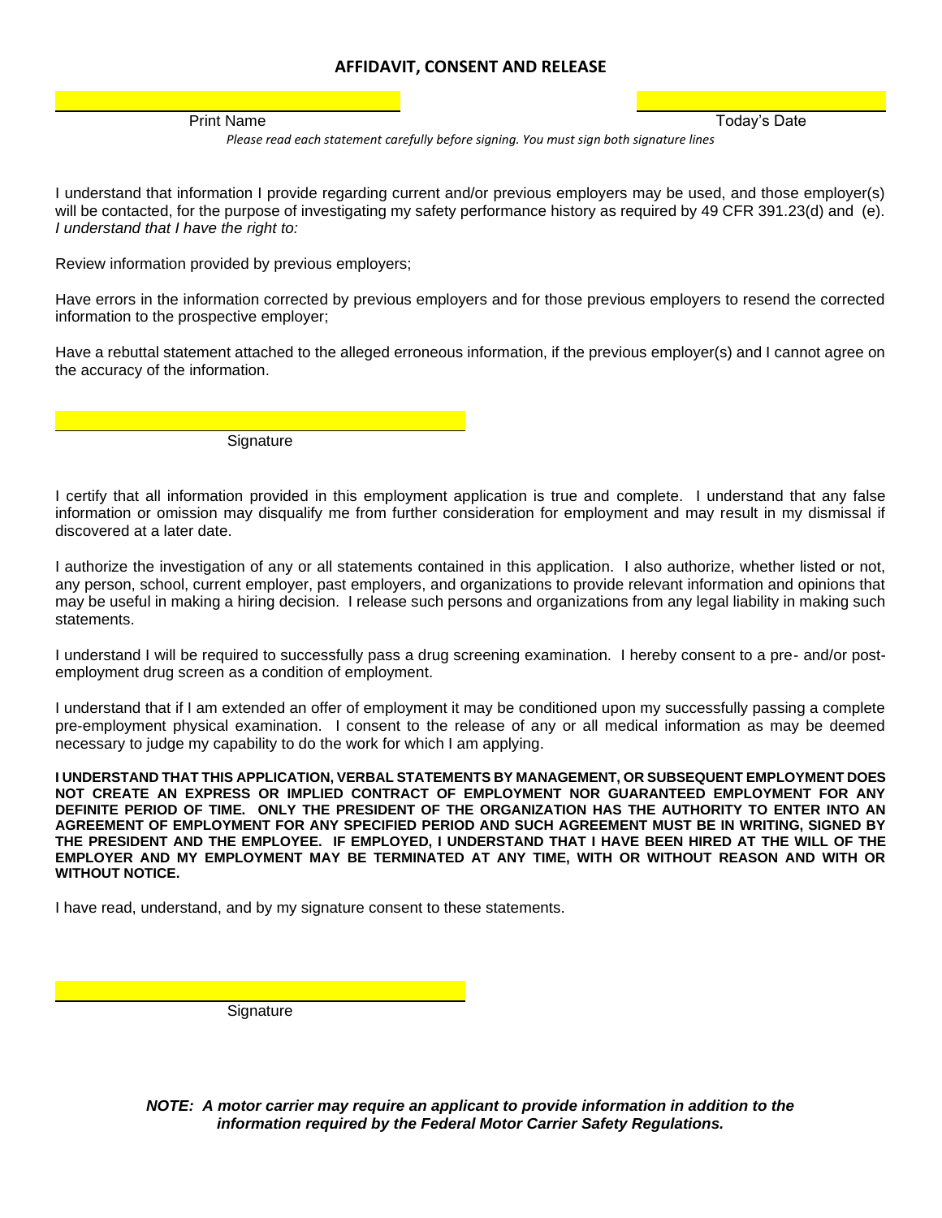## AFFIDAVIT, CONSENT AND RELEASE

______________________________ Print Name

______________________________ Today's Date

*Please read each statement carefully before signing. You must sign both signature lines*

I understand that information I provide regarding current and/or previous employers may be used, and those employer(s) will be contacted, for the purpose of investigating my safety performance history as required by 49 CFR 391.23(d) and (e). *I understand that I have the right to:*

Review information provided by previous employers;

Have errors in the information corrected by previous employers and for those previous employers to resend the corrected information to the prospective employer;

Have a rebuttal statement attached to the alleged erroneous information, if the previous employer(s) and I cannot agree on the accuracy of the information.

______________________________ Signature

I certify that all information provided in this employment application is true and complete. I understand that any false information or omission may disqualify me from further consideration for employment and may result in my dismissal if discovered at a later date.

I authorize the investigation of any or all statements contained in this application. I also authorize, whether listed or not, any person, school, current employer, past employers, and organizations to provide relevant information and opinions that may be useful in making a hiring decision. I release such persons and organizations from any legal liability in making such statements.

I understand I will be required to successfully pass a drug screening examination. I hereby consent to a pre- and/or post-employment drug screen as a condition of employment.

I understand that if I am extended an offer of employment it may be conditioned upon my successfully passing a complete pre-employment physical examination. I consent to the release of any or all medical information as may be deemed necessary to judge my capability to do the work for which I am applying.

**I UNDERSTAND THAT THIS APPLICATION, VERBAL STATEMENTS BY MANAGEMENT, OR SUBSEQUENT EMPLOYMENT DOES NOT CREATE AN EXPRESS OR IMPLIED CONTRACT OF EMPLOYMENT NOR GUARANTEED EMPLOYMENT FOR ANY DEFINITE PERIOD OF TIME. ONLY THE PRESIDENT OF THE ORGANIZATION HAS THE AUTHORITY TO ENTER INTO AN AGREEMENT OF EMPLOYMENT FOR ANY SPECIFIED PERIOD AND SUCH AGREEMENT MUST BE IN WRITING, SIGNED BY THE PRESIDENT AND THE EMPLOYEE. IF EMPLOYED, I UNDERSTAND THAT I HAVE BEEN HIRED AT THE WILL OF THE EMPLOYER AND MY EMPLOYMENT MAY BE TERMINATED AT ANY TIME, WITH OR WITHOUT REASON AND WITH OR WITHOUT NOTICE.**

I have read, understand, and by my signature consent to these statements.

______________________________ Signature

***NOTE: A motor carrier may require an applicant to provide information in addition to the information required by the Federal Motor Carrier Safety Regulations.***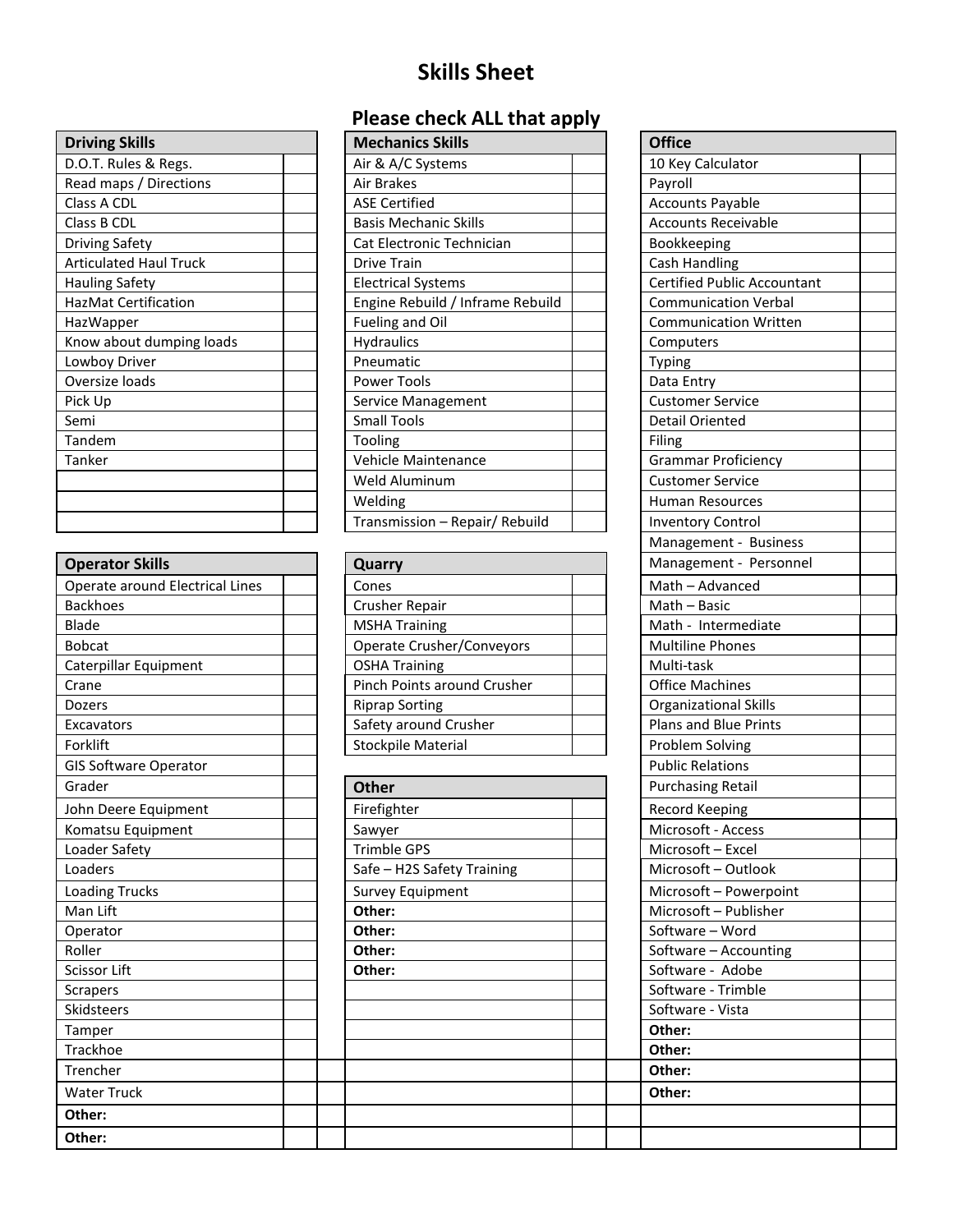# Skills Sheet

## Please check ALL that apply

| Driving Skills | |
|---|---|
| D.O.T. Rules & Regs. | |
| Read maps / Directions | |
| Class A CDL | |
| Class B CDL | |
| Driving Safety | |
| Articulated Haul Truck | |
| Hauling Safety | |
| HazMat Certification | |
| HazWapper | |
| Know about dumping loads | |
| Lowboy Driver | |
| Oversize loads | |
| Pick Up | |
| Semi | |
| Tandem | |
| Tanker | |
| | |
| | |
| | |

| Operator Skills | |
|---|---|
| Operate around Electrical Lines | |
| Backhoes | |
| Blade | |
| Bobcat | |
| Caterpillar Equipment | |
| Crane | |
| Dozers | |
| Excavators | |
| Forklift | |
| GIS Software Operator | |
| Grader | |
| John Deere Equipment | |
| Komatsu Equipment | |
| Loader Safety | |
| Loaders | |
| Loading Trucks | |
| Man Lift | |
| Operator | |
| Roller | |
| Scissor Lift | |
| Scrapers | |
| Skidsteers | |
| Tamper | |
| Trackhoe | |
| Trencher | |
| Water Truck | |
| **Other:** | |
| **Other:** | |

| Mechanics Skills | |
|---|---|
| Air & A/C Systems | |
| Air Brakes | |
| ASE Certified | |
| Basis Mechanic Skills | |
| Cat Electronic Technician | |
| Drive Train | |
| Electrical Systems | |
| Engine Rebuild / Inframe Rebuild | |
| Fueling and Oil | |
| Hydraulics | |
| Pneumatic | |
| Power Tools | |
| Service Management | |
| Small Tools | |
| Tooling | |
| Vehicle Maintenance | |
| Weld Aluminum | |
| Welding | |
| Transmission – Repair/ Rebuild | |

| Quarry | |
|---|---|
| Cones | |
| Crusher Repair | |
| MSHA Training | |
| Operate Crusher/Conveyors | |
| OSHA Training | |
| Pinch Points around Crusher | |
| Riprap Sorting | |
| Safety around Crusher | |
| Stockpile Material | |

| Other | |
|---|---|
| Firefighter | |
| Sawyer | |
| Trimble GPS | |
| Safe – H2S Safety Training | |
| Survey Equipment | |
| **Other:** | |
| **Other:** | |
| **Other:** | |
| **Other:** | |
| | |
| | |
| | |
| | |
| | |
| | |
| | |
| | |
| | |

| Office | |
|---|---|
| 10 Key Calculator | |
| Payroll | |
| Accounts Payable | |
| Accounts Receivable | |
| Bookkeeping | |
| Cash Handling | |
| Certified Public Accountant | |
| Communication Verbal | |
| Communication Written | |
| Computers | |
| Typing | |
| Data Entry | |
| Customer Service | |
| Detail Oriented | |
| Filing | |
| Grammar Proficiency | |
| Customer Service | |
| Human Resources | |
| Inventory Control | |
| Management - Business | |
| Management - Personnel | |
| Math – Advanced | |
| Math – Basic | |
| Math - Intermediate | |
| Multiline Phones | |
| Multi-task | |
| Office Machines | |
| Organizational Skills | |
| Plans and Blue Prints | |
| Problem Solving | |
| Public Relations | |
| Purchasing Retail | |
| Record Keeping | |
| Microsoft - Access | |
| Microsoft – Excel | |
| Microsoft – Outlook | |
| Microsoft – Powerpoint | |
| Microsoft – Publisher | |
| Software – Word | |
| Software – Accounting | |
| Software - Adobe | |
| Software - Trimble | |
| Software - Vista | |
| **Other:** | |
| **Other:** | |
| **Other:** | |
| **Other:** | |
| | |
| | |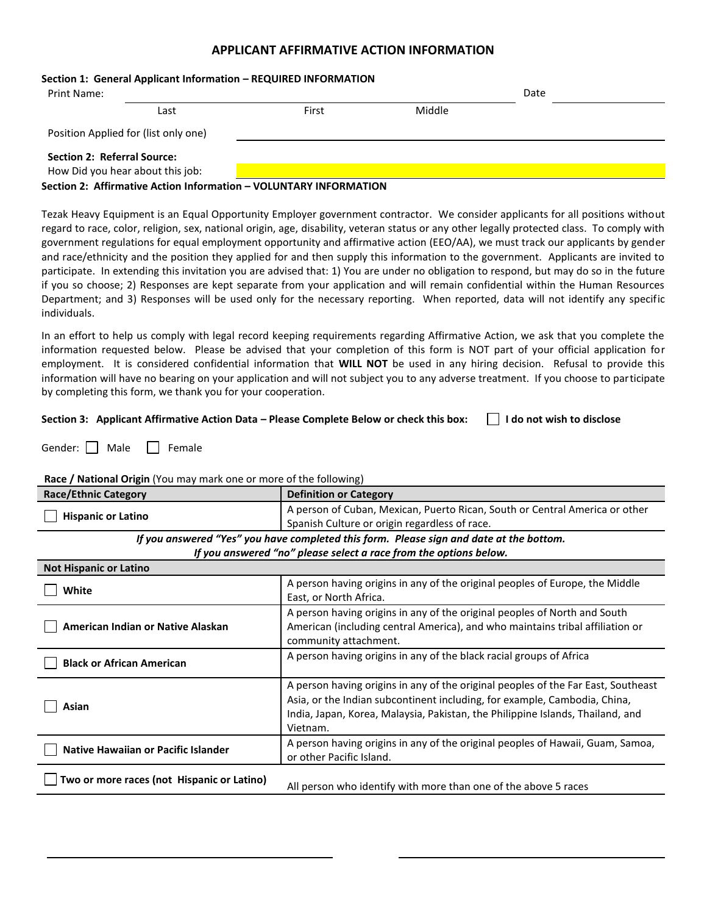# APPLICANT AFFIRMATIVE ACTION INFORMATION

**Section 1: General Applicant Information – REQUIRED INFORMATION**

Print Name: ______________________________________________ Date ______________

Last First Middle

Position Applied for (list only one) ______________________________________________

**Section 2: Referral Source:**

How Did you hear about this job: ______________________________________________

**Section 2: Affirmative Action Information – VOLUNTARY INFORMATION**

Tezak Heavy Equipment is an Equal Opportunity Employer government contractor. We consider applicants for all positions without regard to race, color, religion, sex, national origin, age, disability, veteran status or any other legally protected class. To comply with government regulations for equal employment opportunity and affirmative action (EEO/AA), we must track our applicants by gender and race/ethnicity and the position they applied for and then supply this information to the government. Applicants are invited to participate. In extending this invitation you are advised that: 1) You are under no obligation to respond, but may do so in the future if you so choose; 2) Responses are kept separate from your application and will remain confidential within the Human Resources Department; and 3) Responses will be used only for the necessary reporting. When reported, data will not identify any specific individuals.

In an effort to help us comply with legal record keeping requirements regarding Affirmative Action, we ask that you complete the information requested below. Please be advised that your completion of this form is NOT part of your official application for employment. It is considered confidential information that **WILL NOT** be used in any hiring decision. Refusal to provide this information will have no bearing on your application and will not subject you to any adverse treatment. If you choose to participate by completing this form, we thank you for your cooperation.

**Section 3: Applicant Affirmative Action Data – Please Complete Below or check this box:** ☐ **I do not wish to disclose**

Gender: ☐ Male ☐ Female

**Race / National Origin** (You may mark one or more of the following)

| Race/Ethnic Category | Definition or Category |
|---|---|
| ☐ **Hispanic or Latino** | A person of Cuban, Mexican, Puerto Rican, South or Central America or other Spanish Culture or origin regardless of race. |

***If you answered "Yes" you have completed this form. Please sign and date at the bottom.***
***If you answered "no" please select a race from the options below.***

| Not Hispanic or Latino | |
|---|---|
| ☐ **White** | A person having origins in any of the original peoples of Europe, the Middle East, or North Africa. |
| ☐ **American Indian or Native Alaskan** | A person having origins in any of the original peoples of North and South American (including central America), and who maintains tribal affiliation or community attachment. |
| ☐ **Black or African American** | A person having origins in any of the black racial groups of Africa |
| ☐ **Asian** | A person having origins in any of the original peoples of the Far East, Southeast Asia, or the Indian subcontinent including, for example, Cambodia, China, India, Japan, Korea, Malaysia, Pakistan, the Philippine Islands, Thailand, and Vietnam. |
| ☐ **Native Hawaiian or Pacific Islander** | A person having origins in any of the original peoples of Hawaii, Guam, Samoa, or other Pacific Island. |
| ☐ **Two or more races (not Hispanic or Latino)** | All person who identify with more than one of the above 5 races |

______________________________________________ ______________________________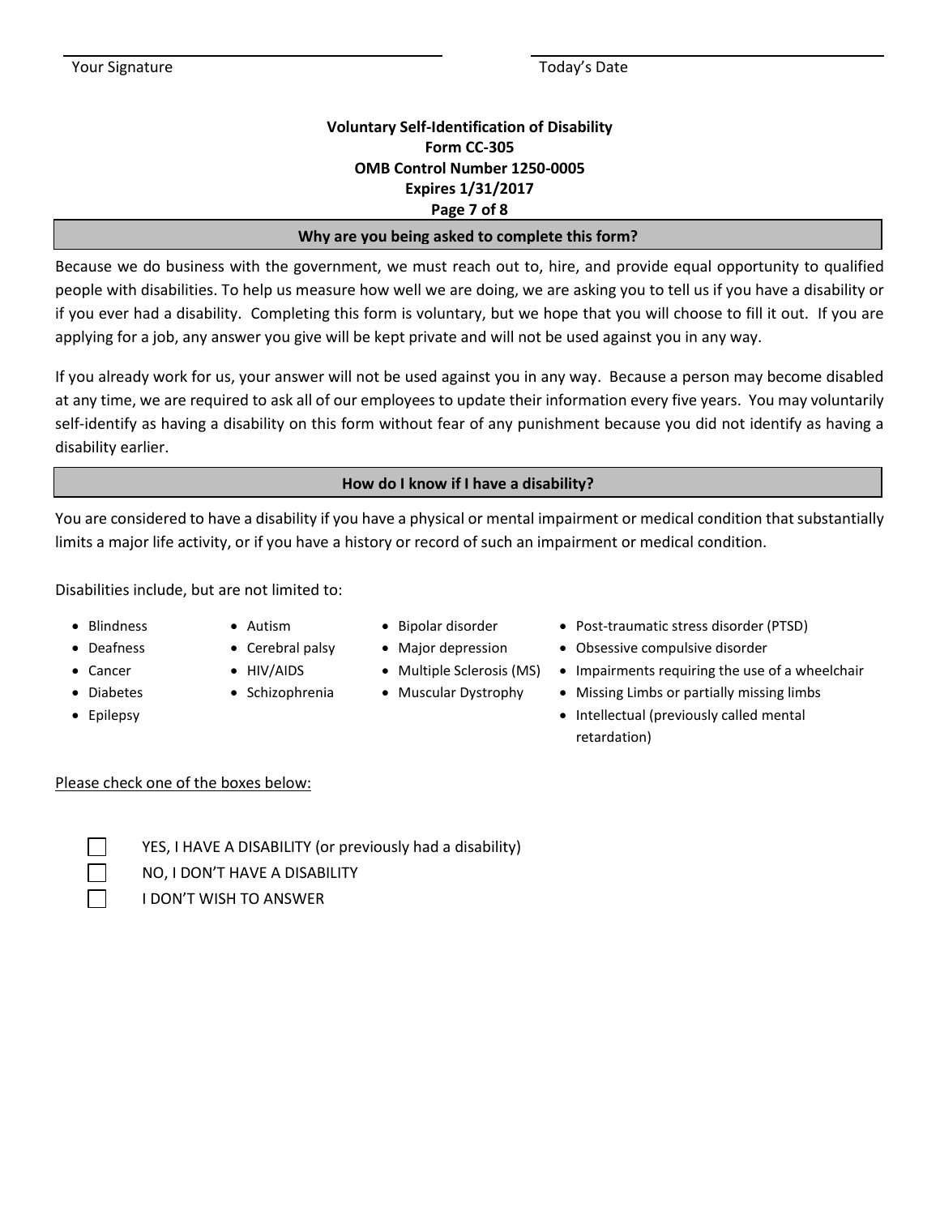Your Signature _______________________ Today's Date _______________________

**Voluntary Self-Identification of Disability**
**Form CC-305**
**OMB Control Number 1250-0005**
**Expires 1/31/2017**
**Page 7 of 8**

## Why are you being asked to complete this form?

Because we do business with the government, we must reach out to, hire, and provide equal opportunity to qualified people with disabilities. To help us measure how well we are doing, we are asking you to tell us if you have a disability or if you ever had a disability. Completing this form is voluntary, but we hope that you will choose to fill it out. If you are applying for a job, any answer you give will be kept private and will not be used against you in any way.

If you already work for us, your answer will not be used against you in any way. Because a person may become disabled at any time, we are required to ask all of our employees to update their information every five years. You may voluntarily self-identify as having a disability on this form without fear of any punishment because you did not identify as having a disability earlier.

## How do I know if I have a disability?

You are considered to have a disability if you have a physical or mental impairment or medical condition that substantially limits a major life activity, or if you have a history or record of such an impairment or medical condition.

Disabilities include, but are not limited to:

- Blindness
- Deafness
- Cancer
- Diabetes
- Epilepsy
- Autism
- Cerebral palsy
- HIV/AIDS
- Schizophrenia
- Bipolar disorder
- Major depression
- Multiple Sclerosis (MS)
- Muscular Dystrophy
- Post-traumatic stress disorder (PTSD)
- Obsessive compulsive disorder
- Impairments requiring the use of a wheelchair
- Missing Limbs or partially missing limbs
- Intellectual (previously called mental retardation)

Please check one of the boxes below:

- ☐ YES, I HAVE A DISABILITY (or previously had a disability)
- ☐ NO, I DON'T HAVE A DISABILITY
- ☐ I DON'T WISH TO ANSWER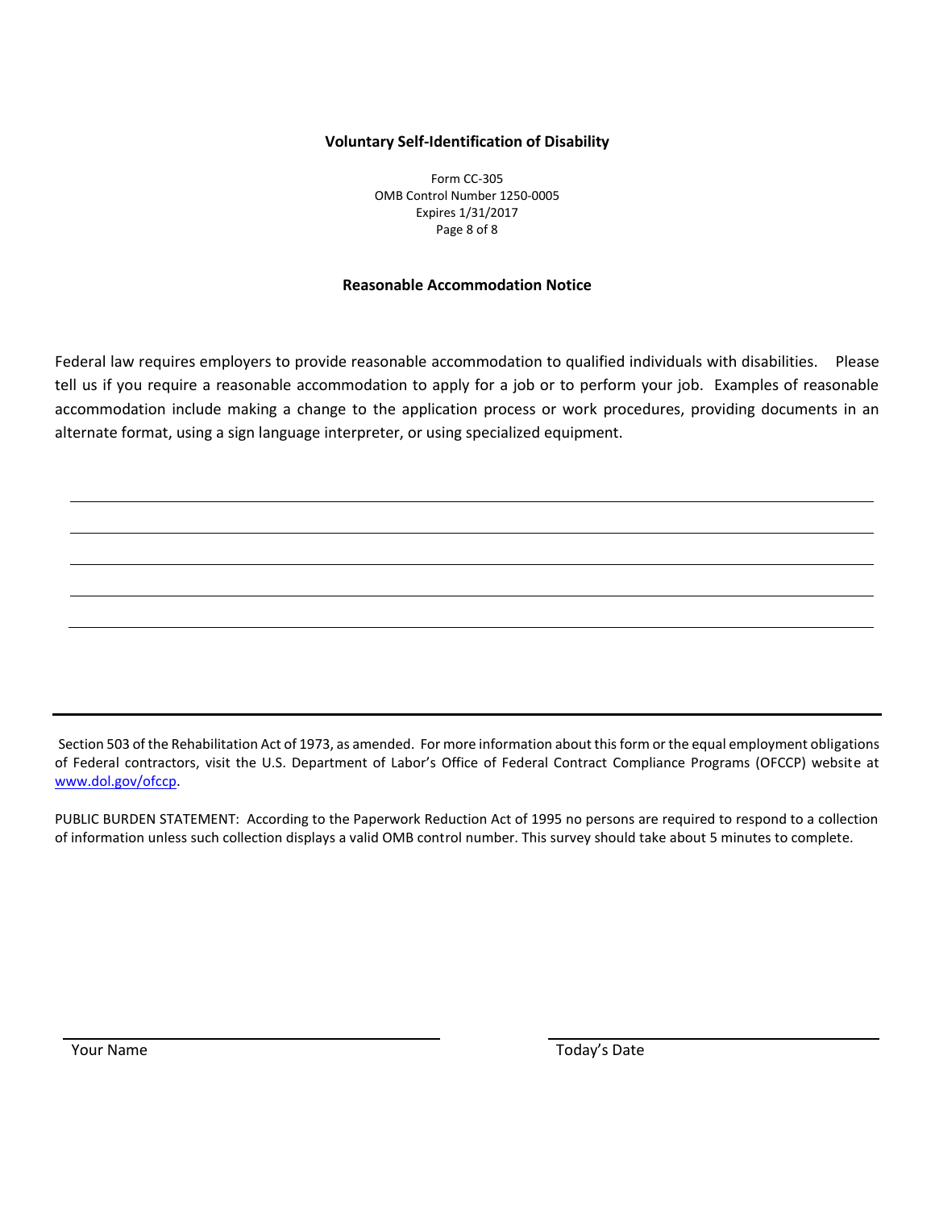**Voluntary Self-Identification of Disability**

Form CC-305
OMB Control Number 1250-0005
Expires 1/31/2017

**Reasonable Accommodation Notice**

Federal law requires employers to provide reasonable accommodation to qualified individuals with disabilities. Please tell us if you require a reasonable accommodation to apply for a job or to perform your job. Examples of reasonable accommodation include making a change to the application process or work procedures, providing documents in an alternate format, using a sign language interpreter, or using specialized equipment.

\_\_\_\_\_\_\_\_\_\_\_\_\_\_\_\_\_\_\_\_\_\_\_\_\_\_\_\_\_\_\_\_\_\_\_\_\_\_\_\_\_\_\_\_\_\_\_\_\_\_\_\_\_\_\_\_\_\_\_\_\_\_\_\_\_\_\_\_\_\_\_\_

\_\_\_\_\_\_\_\_\_\_\_\_\_\_\_\_\_\_\_\_\_\_\_\_\_\_\_\_\_\_\_\_\_\_\_\_\_\_\_\_\_\_\_\_\_\_\_\_\_\_\_\_\_\_\_\_\_\_\_\_\_\_\_\_\_\_\_\_\_\_\_\_

\_\_\_\_\_\_\_\_\_\_\_\_\_\_\_\_\_\_\_\_\_\_\_\_\_\_\_\_\_\_\_\_\_\_\_\_\_\_\_\_\_\_\_\_\_\_\_\_\_\_\_\_\_\_\_\_\_\_\_\_\_\_\_\_\_\_\_\_\_\_\_\_

\_\_\_\_\_\_\_\_\_\_\_\_\_\_\_\_\_\_\_\_\_\_\_\_\_\_\_\_\_\_\_\_\_\_\_\_\_\_\_\_\_\_\_\_\_\_\_\_\_\_\_\_\_\_\_\_\_\_\_\_\_\_\_\_\_\_\_\_\_\_\_\_

\_\_\_\_\_\_\_\_\_\_\_\_\_\_\_\_\_\_\_\_\_\_\_\_\_\_\_\_\_\_\_\_\_\_\_\_\_\_\_\_\_\_\_\_\_\_\_\_\_\_\_\_\_\_\_\_\_\_\_\_\_\_\_\_\_\_\_\_\_\_\_\_

---

Section 503 of the Rehabilitation Act of 1973, as amended. For more information about this form or the equal employment obligations of Federal contractors, visit the U.S. Department of Labor's Office of Federal Contract Compliance Programs (OFCCP) website at [www.dol.gov/ofccp](http://www.dol.gov/ofccp).

PUBLIC BURDEN STATEMENT: According to the Paperwork Reduction Act of 1995 no persons are required to respond to a collection of information unless such collection displays a valid OMB control number. This survey should take about 5 minutes to complete.

\_\_\_\_\_\_\_\_\_\_\_\_\_\_\_\_\_\_\_\_\_\_\_\_\_\_\_\_\_\_\_\_\_\_\_\_
Your Name

\_\_\_\_\_\_\_\_\_\_\_\_\_\_\_\_\_\_\_\_\_\_\_\_\_\_\_\_\_\_\_\_\_\_\_\_
Today's Date